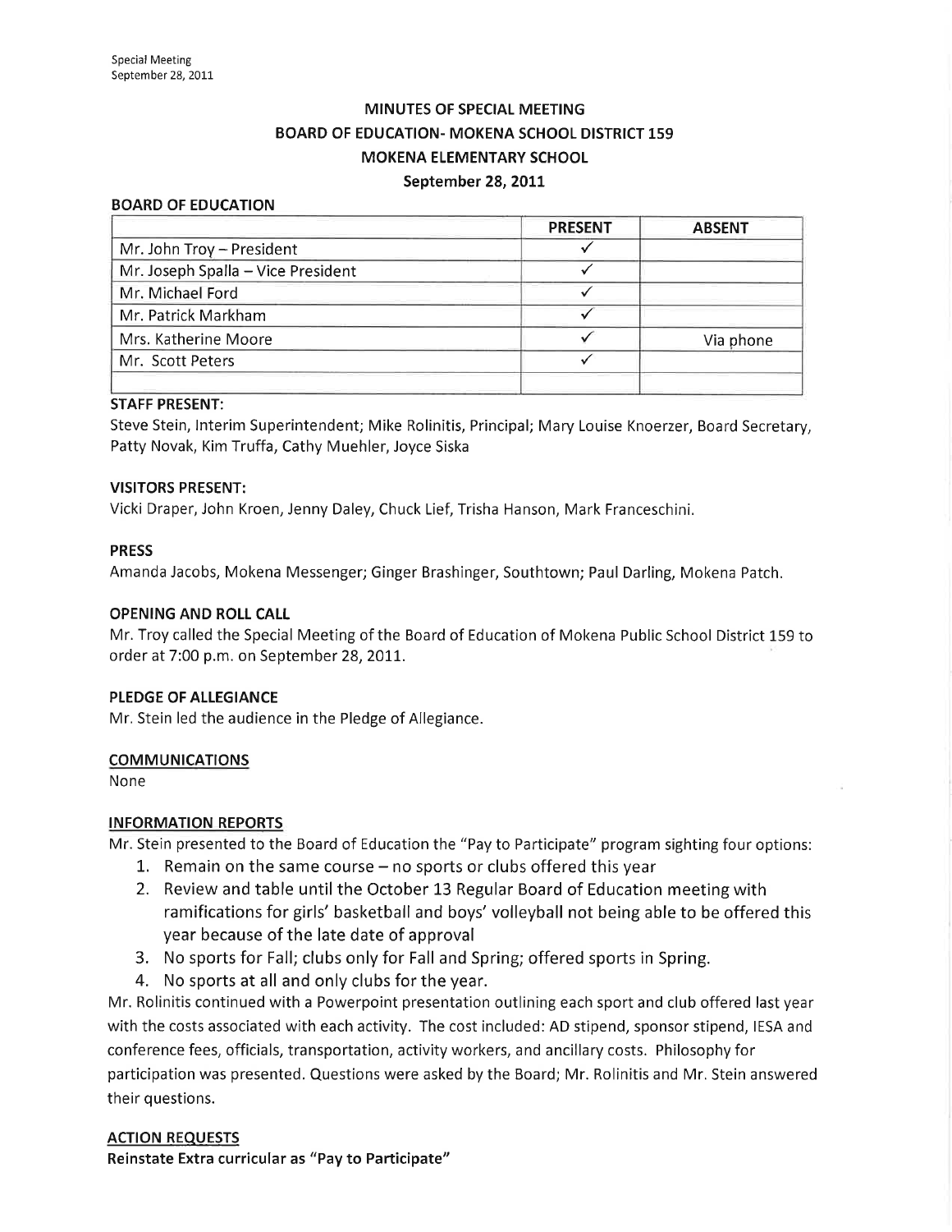# MINUTES OF SPECIAL MEETING
# BOARD OF EDUCATION- MOKENA SCHOOL DISTRICT 159
# MOKENA ELEMENTARY SCHOOL
## September 28, 2011

**BOARD OF EDUCATION**

| | PRESENT | ABSENT |
|---|---|---|
| Mr. John Troy – President | ✓ | |
| Mr. Joseph Spalla – Vice President | ✓ | |
| Mr. Michael Ford | ✓ | |
| Mr. Patrick Markham | ✓ | |
| Mrs. Katherine Moore | ✓ | Via phone |
| Mr. Scott Peters | ✓ | |
| | | |

**STAFF PRESENT:**

Steve Stein, Interim Superintendent; Mike Rolinitis, Principal; Mary Louise Knoerzer, Board Secretary, Patty Novak, Kim Truffa, Cathy Muehler, Joyce Siska

**VISITORS PRESENT:**

Vicki Draper, John Kroen, Jenny Daley, Chuck Lief, Trisha Hanson, Mark Franceschini.

**PRESS**

Amanda Jacobs, Mokena Messenger; Ginger Brashinger, Southtown; Paul Darling, Mokena Patch.

**OPENING AND ROLL CALL**

Mr. Troy called the Special Meeting of the Board of Education of Mokena Public School District 159 to order at 7:00 p.m. on September 28, 2011.

**PLEDGE OF ALLEGIANCE**

Mr. Stein led the audience in the Pledge of Allegiance.

**COMMUNICATIONS**

None

**INFORMATION REPORTS**

Mr. Stein presented to the Board of Education the "Pay to Participate" program sighting four options:

1. Remain on the same course – no sports or clubs offered this year
2. Review and table until the October 13 Regular Board of Education meeting with ramifications for girls' basketball and boys' volleyball not being able to be offered this year because of the late date of approval
3. No sports for Fall; clubs only for Fall and Spring; offered sports in Spring.
4. No sports at all and only clubs for the year.

Mr. Rolinitis continued with a Powerpoint presentation outlining each sport and club offered last year with the costs associated with each activity. The cost included: AD stipend, sponsor stipend, IESA and conference fees, officials, transportation, activity workers, and ancillary costs. Philosophy for participation was presented. Questions were asked by the Board; Mr. Rolinitis and Mr. Stein answered their questions.

**ACTION REQUESTS**

**Reinstate Extra curricular as "Pay to Participate"**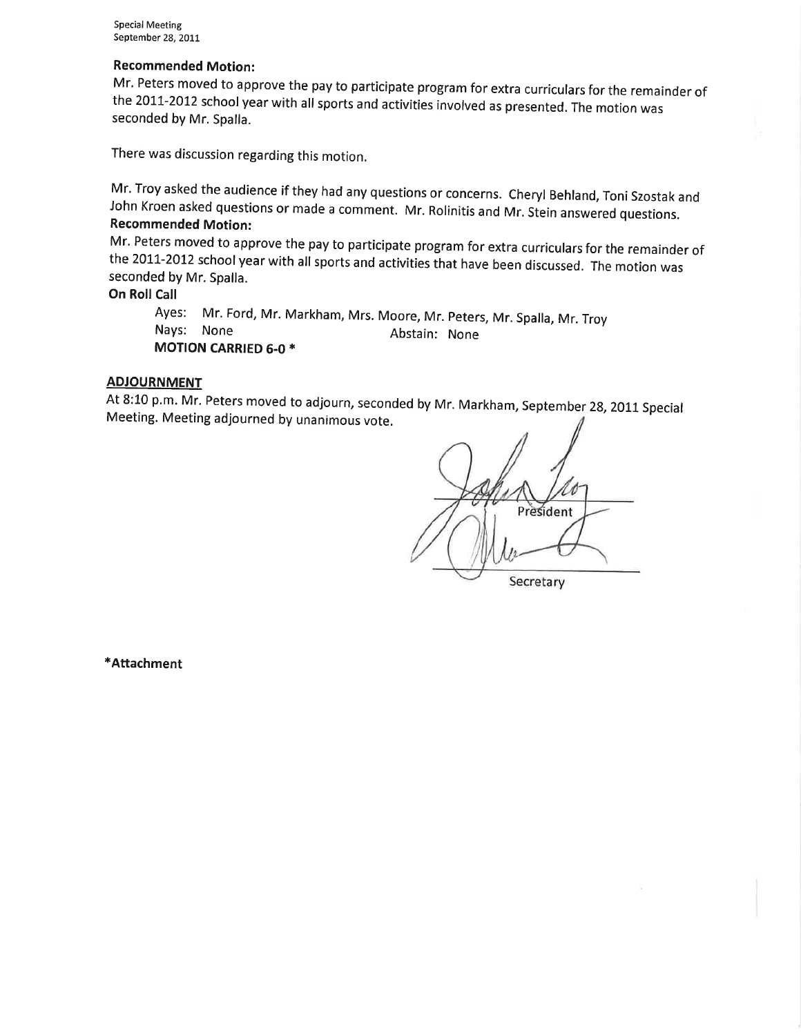**Recommended Motion:**

Mr. Peters moved to approve the pay to participate program for extra curriculars for the remainder of the 2011-2012 school year with all sports and activities involved as presented. The motion was seconded by Mr. Spalla.

There was discussion regarding this motion.

Mr. Troy asked the audience if they had any questions or concerns. Cheryl Behland, Toni Szostak and John Kroen asked questions or made a comment. Mr. Rolinitis and Mr. Stein answered questions.

**Recommended Motion:**

Mr. Peters moved to approve the pay to participate program for extra curriculars for the remainder of the 2011-2012 school year with all sports and activities that have been discussed. The motion was seconded by Mr. Spalla.

**On Roll Call**

Ayes: Mr. Ford, Mr. Markham, Mrs. Moore, Mr. Peters, Mr. Spalla, Mr. Troy

Nays: None    Abstain: None

**MOTION CARRIED 6-0 ***

**ADJOURNMENT**

At 8:10 p.m. Mr. Peters moved to adjourn, seconded by Mr. Markham, September 28, 2011 Special Meeting. Meeting adjourned by unanimous vote.

President

Secretary

***Attachment**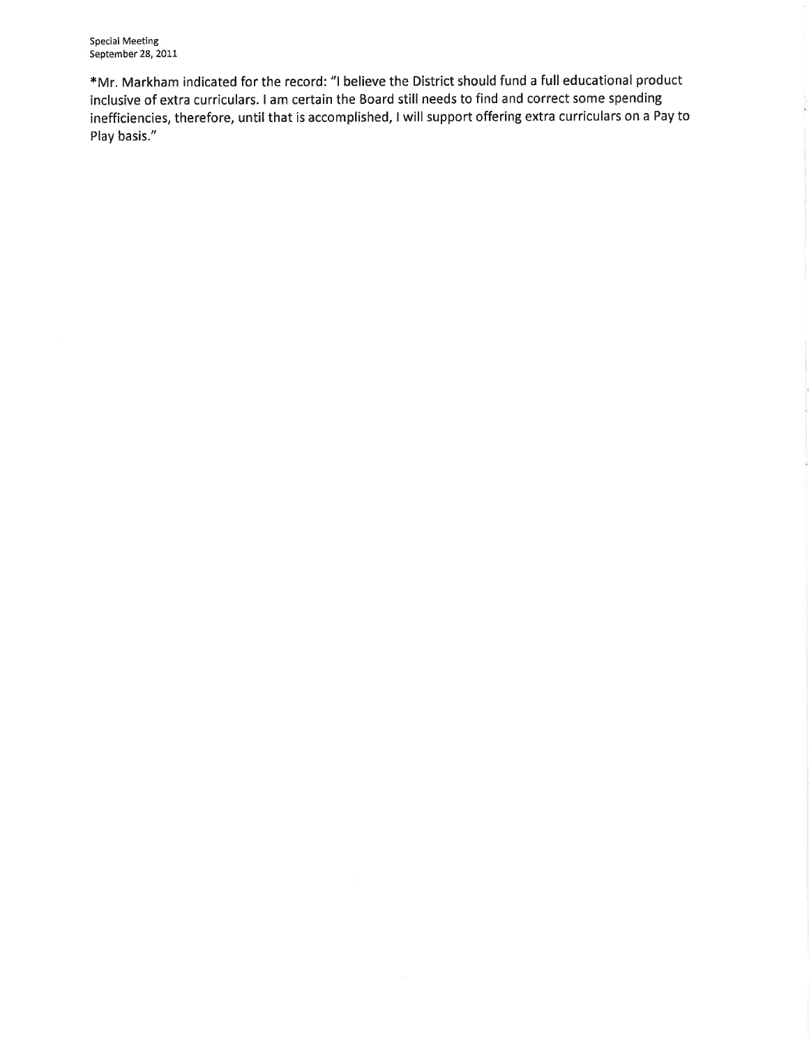*Mr. Markham indicated for the record: "I believe the District should fund a full educational product inclusive of extra curriculars. I am certain the Board still needs to find and correct some spending inefficiencies, therefore, until that is accomplished, I will support offering extra curriculars on a Pay to Play basis."